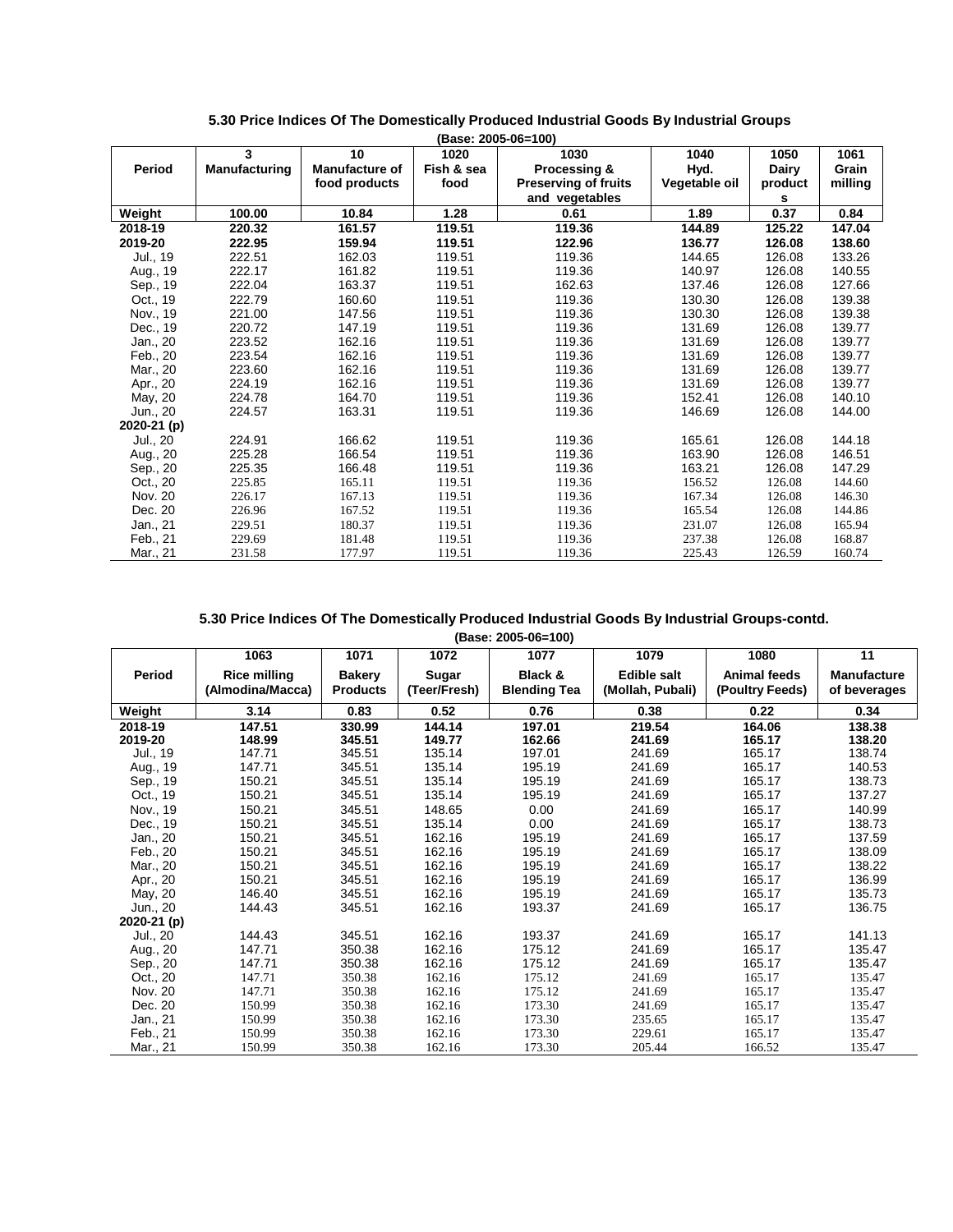## 5.30 Price Indices Of The Domestically Produced Industrial Goods By Industrial Groups

(Base: 2005-06=100)

| Period | 3 Manufacturing | 10 Manufacture of food products | 1020 Fish & sea food | 1030 Processing & Preserving of fruits and vegetables | 1040 Hyd. Vegetable oil | 1050 Dairy products | 1061 Grain milling |
|---|---|---|---|---|---|---|---|
| **Weight** | **100.00** | **10.84** | **1.28** | **0.61** | **1.89** | **0.37** | **0.84** |
| **2018-19** | **220.32** | **161.57** | **119.51** | **119.36** | **144.89** | **125.22** | **147.04** |
| **2019-20** | **222.95** | **159.94** | **119.51** | **122.96** | **136.77** | **126.08** | **138.60** |
| Jul., 19 | 222.51 | 162.03 | 119.51 | 119.36 | 144.65 | 126.08 | 133.26 |
| Aug., 19 | 222.17 | 161.82 | 119.51 | 119.36 | 140.97 | 126.08 | 140.55 |
| Sep., 19 | 222.04 | 163.37 | 119.51 | 162.63 | 137.46 | 126.08 | 127.66 |
| Oct., 19 | 222.79 | 160.60 | 119.51 | 119.36 | 130.30 | 126.08 | 139.38 |
| Nov., 19 | 221.00 | 147.56 | 119.51 | 119.36 | 130.30 | 126.08 | 139.38 |
| Dec., 19 | 220.72 | 147.19 | 119.51 | 119.36 | 131.69 | 126.08 | 139.77 |
| Jan., 20 | 223.52 | 162.16 | 119.51 | 119.36 | 131.69 | 126.08 | 139.77 |
| Feb., 20 | 223.54 | 162.16 | 119.51 | 119.36 | 131.69 | 126.08 | 139.77 |
| Mar., 20 | 223.60 | 162.16 | 119.51 | 119.36 | 131.69 | 126.08 | 139.77 |
| Apr., 20 | 224.19 | 162.16 | 119.51 | 119.36 | 131.69 | 126.08 | 139.77 |
| May, 20 | 224.78 | 164.70 | 119.51 | 119.36 | 152.41 | 126.08 | 140.10 |
| Jun., 20 | 224.57 | 163.31 | 119.51 | 119.36 | 146.69 | 126.08 | 144.00 |
| **2020-21 (p)** | | | | | | | |
| Jul., 20 | 224.91 | 166.62 | 119.51 | 119.36 | 165.61 | 126.08 | 144.18 |
| Aug., 20 | 225.28 | 166.54 | 119.51 | 119.36 | 163.90 | 126.08 | 146.51 |
| Sep., 20 | 225.35 | 166.48 | 119.51 | 119.36 | 163.21 | 126.08 | 147.29 |
| Oct., 20 | 225.85 | 165.11 | 119.51 | 119.36 | 156.52 | 126.08 | 144.60 |
| Nov. 20 | 226.17 | 167.13 | 119.51 | 119.36 | 167.34 | 126.08 | 146.30 |
| Dec. 20 | 226.96 | 167.52 | 119.51 | 119.36 | 165.54 | 126.08 | 144.86 |
| Jan., 21 | 229.51 | 180.37 | 119.51 | 119.36 | 231.07 | 126.08 | 165.94 |
| Feb., 21 | 229.69 | 181.48 | 119.51 | 119.36 | 237.38 | 126.08 | 168.87 |
| Mar., 21 | 231.58 | 177.97 | 119.51 | 119.36 | 225.43 | 126.59 | 160.74 |

## 5.30 Price Indices Of The Domestically Produced Industrial Goods By Industrial Groups-contd.

(Base: 2005-06=100)

| Period | 1063 Rice milling (Almodina/Macca) | 1071 Bakery Products | 1072 Sugar (Teer/Fresh) | 1077 Black & Blending Tea | 1079 Edible salt (Mollah, Pubali) | 1080 Animal feeds (Poultry Feeds) | 11 Manufacture of beverages |
|---|---|---|---|---|---|---|---|
| **Weight** | **3.14** | **0.83** | **0.52** | **0.76** | **0.38** | **0.22** | **0.34** |
| **2018-19** | **147.51** | **330.99** | **144.14** | **197.01** | **219.54** | **164.06** | **138.38** |
| **2019-20** | **148.99** | **345.51** | **149.77** | **162.66** | **241.69** | **165.17** | **138.20** |
| Jul., 19 | 147.71 | 345.51 | 135.14 | 197.01 | 241.69 | 165.17 | 138.74 |
| Aug., 19 | 147.71 | 345.51 | 135.14 | 195.19 | 241.69 | 165.17 | 140.53 |
| Sep., 19 | 150.21 | 345.51 | 135.14 | 195.19 | 241.69 | 165.17 | 138.73 |
| Oct., 19 | 150.21 | 345.51 | 135.14 | 195.19 | 241.69 | 165.17 | 137.27 |
| Nov., 19 | 150.21 | 345.51 | 148.65 | 0.00 | 241.69 | 165.17 | 140.99 |
| Dec., 19 | 150.21 | 345.51 | 135.14 | 0.00 | 241.69 | 165.17 | 138.73 |
| Jan., 20 | 150.21 | 345.51 | 162.16 | 195.19 | 241.69 | 165.17 | 137.59 |
| Feb., 20 | 150.21 | 345.51 | 162.16 | 195.19 | 241.69 | 165.17 | 138.09 |
| Mar., 20 | 150.21 | 345.51 | 162.16 | 195.19 | 241.69 | 165.17 | 138.22 |
| Apr., 20 | 150.21 | 345.51 | 162.16 | 195.19 | 241.69 | 165.17 | 136.99 |
| May, 20 | 146.40 | 345.51 | 162.16 | 195.19 | 241.69 | 165.17 | 135.73 |
| Jun., 20 | 144.43 | 345.51 | 162.16 | 193.37 | 241.69 | 165.17 | 136.75 |
| **2020-21 (p)** | | | | | | | |
| Jul., 20 | 144.43 | 345.51 | 162.16 | 193.37 | 241.69 | 165.17 | 141.13 |
| Aug., 20 | 147.71 | 350.38 | 162.16 | 175.12 | 241.69 | 165.17 | 135.47 |
| Sep., 20 | 147.71 | 350.38 | 162.16 | 175.12 | 241.69 | 165.17 | 135.47 |
| Oct., 20 | 147.71 | 350.38 | 162.16 | 175.12 | 241.69 | 165.17 | 135.47 |
| Nov. 20 | 147.71 | 350.38 | 162.16 | 175.12 | 241.69 | 165.17 | 135.47 |
| Dec. 20 | 150.99 | 350.38 | 162.16 | 173.30 | 241.69 | 165.17 | 135.47 |
| Jan., 21 | 150.99 | 350.38 | 162.16 | 173.30 | 235.65 | 165.17 | 135.47 |
| Feb., 21 | 150.99 | 350.38 | 162.16 | 173.30 | 229.61 | 165.17 | 135.47 |
| Mar., 21 | 150.99 | 350.38 | 162.16 | 173.30 | 205.44 | 166.52 | 135.47 |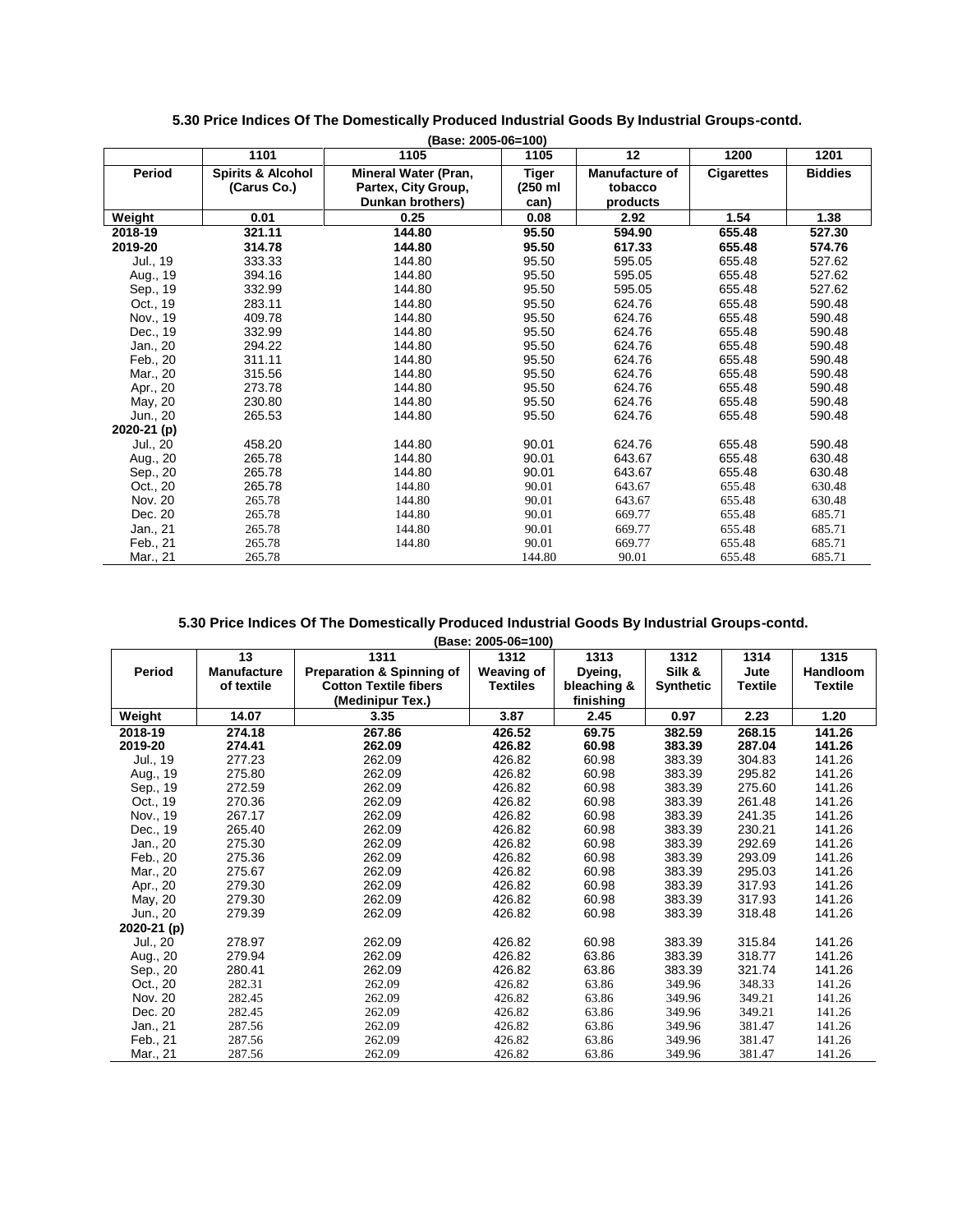## 5.30 Price Indices Of The Domestically Produced Industrial Goods By Industrial Groups-contd.

(Base: 2005-06=100)

| | 1101 | 1105 | 1105 | 12 | 1200 | 1201 |
|---|---|---|---|---|---|---|
| **Period** | **Spirits & Alcohol (Carus Co.)** | **Mineral Water (Pran, Partex, City Group, Dunkan brothers)** | **Tiger (250 ml can)** | **Manufacture of tobacco products** | **Cigarettes** | **Biddies** |
| **Weight** | **0.01** | **0.25** | **0.08** | **2.92** | **1.54** | **1.38** |
| **2018-19** | **321.11** | **144.80** | **95.50** | **594.90** | **655.48** | **527.30** |
| **2019-20** | **314.78** | **144.80** | **95.50** | **617.33** | **655.48** | **574.76** |
| Jul., 19 | 333.33 | 144.80 | 95.50 | 595.05 | 655.48 | 527.62 |
| Aug., 19 | 394.16 | 144.80 | 95.50 | 595.05 | 655.48 | 527.62 |
| Sep., 19 | 332.99 | 144.80 | 95.50 | 595.05 | 655.48 | 527.62 |
| Oct., 19 | 283.11 | 144.80 | 95.50 | 624.76 | 655.48 | 590.48 |
| Nov., 19 | 409.78 | 144.80 | 95.50 | 624.76 | 655.48 | 590.48 |
| Dec., 19 | 332.99 | 144.80 | 95.50 | 624.76 | 655.48 | 590.48 |
| Jan., 20 | 294.22 | 144.80 | 95.50 | 624.76 | 655.48 | 590.48 |
| Feb., 20 | 311.11 | 144.80 | 95.50 | 624.76 | 655.48 | 590.48 |
| Mar., 20 | 315.56 | 144.80 | 95.50 | 624.76 | 655.48 | 590.48 |
| Apr., 20 | 273.78 | 144.80 | 95.50 | 624.76 | 655.48 | 590.48 |
| May, 20 | 230.80 | 144.80 | 95.50 | 624.76 | 655.48 | 590.48 |
| Jun., 20 | 265.53 | 144.80 | 95.50 | 624.76 | 655.48 | 590.48 |
| **2020-21 (p)** | | | | | | |
| Jul., 20 | 458.20 | 144.80 | 90.01 | 624.76 | 655.48 | 590.48 |
| Aug., 20 | 265.78 | 144.80 | 90.01 | 643.67 | 655.48 | 630.48 |
| Sep., 20 | 265.78 | 144.80 | 90.01 | 643.67 | 655.48 | 630.48 |
| Oct., 20 | 265.78 | 144.80 | 90.01 | 643.67 | 655.48 | 630.48 |
| Nov. 20 | 265.78 | 144.80 | 90.01 | 643.67 | 655.48 | 630.48 |
| Dec. 20 | 265.78 | 144.80 | 90.01 | 669.77 | 655.48 | 685.71 |
| Jan., 21 | 265.78 | 144.80 | 90.01 | 669.77 | 655.48 | 685.71 |
| Feb., 21 | 265.78 | 144.80 | 90.01 | 669.77 | 655.48 | 685.71 |
| Mar., 21 | 265.78 | | 144.80 | 90.01 | 655.48 | 685.71 |

## 5.30 Price Indices Of The Domestically Produced Industrial Goods By Industrial Groups-contd.

(Base: 2005-06=100)

| | 13 | 1311 | 1312 | 1313 | 1312 | 1314 | 1315 |
|---|---|---|---|---|---|---|---|
| **Period** | **Manufacture of textile** | **Preparation & Spinning of Cotton Textile fibers (Medinipur Tex.)** | **Weaving of Textiles** | **Dyeing, bleaching & finishing** | **Silk & Synthetic** | **Jute Textile** | **Handloom Textile** |
| **Weight** | **14.07** | **3.35** | **3.87** | **2.45** | **0.97** | **2.23** | **1.20** |
| **2018-19** | **274.18** | **267.86** | **426.52** | **69.75** | **382.59** | **268.15** | **141.26** |
| **2019-20** | **274.41** | **262.09** | **426.82** | **60.98** | **383.39** | **287.04** | **141.26** |
| Jul., 19 | 277.23 | 262.09 | 426.82 | 60.98 | 383.39 | 304.83 | 141.26 |
| Aug., 19 | 275.80 | 262.09 | 426.82 | 60.98 | 383.39 | 295.82 | 141.26 |
| Sep., 19 | 272.59 | 262.09 | 426.82 | 60.98 | 383.39 | 275.60 | 141.26 |
| Oct., 19 | 270.36 | 262.09 | 426.82 | 60.98 | 383.39 | 261.48 | 141.26 |
| Nov., 19 | 267.17 | 262.09 | 426.82 | 60.98 | 383.39 | 241.35 | 141.26 |
| Dec., 19 | 265.40 | 262.09 | 426.82 | 60.98 | 383.39 | 230.21 | 141.26 |
| Jan., 20 | 275.30 | 262.09 | 426.82 | 60.98 | 383.39 | 292.69 | 141.26 |
| Feb., 20 | 275.36 | 262.09 | 426.82 | 60.98 | 383.39 | 293.09 | 141.26 |
| Mar., 20 | 275.67 | 262.09 | 426.82 | 60.98 | 383.39 | 295.03 | 141.26 |
| Apr., 20 | 279.30 | 262.09 | 426.82 | 60.98 | 383.39 | 317.93 | 141.26 |
| May, 20 | 279.30 | 262.09 | 426.82 | 60.98 | 383.39 | 317.93 | 141.26 |
| Jun., 20 | 279.39 | 262.09 | 426.82 | 60.98 | 383.39 | 318.48 | 141.26 |
| **2020-21 (p)** | | | | | | | |
| Jul., 20 | 278.97 | 262.09 | 426.82 | 60.98 | 383.39 | 315.84 | 141.26 |
| Aug., 20 | 279.94 | 262.09 | 426.82 | 63.86 | 383.39 | 318.77 | 141.26 |
| Sep., 20 | 280.41 | 262.09 | 426.82 | 63.86 | 383.39 | 321.74 | 141.26 |
| Oct., 20 | 282.31 | 262.09 | 426.82 | 63.86 | 349.96 | 348.33 | 141.26 |
| Nov. 20 | 282.45 | 262.09 | 426.82 | 63.86 | 349.96 | 349.21 | 141.26 |
| Dec. 20 | 282.45 | 262.09 | 426.82 | 63.86 | 349.96 | 349.21 | 141.26 |
| Jan., 21 | 287.56 | 262.09 | 426.82 | 63.86 | 349.96 | 381.47 | 141.26 |
| Feb., 21 | 287.56 | 262.09 | 426.82 | 63.86 | 349.96 | 381.47 | 141.26 |
| Mar., 21 | 287.56 | 262.09 | 426.82 | 63.86 | 349.96 | 381.47 | 141.26 |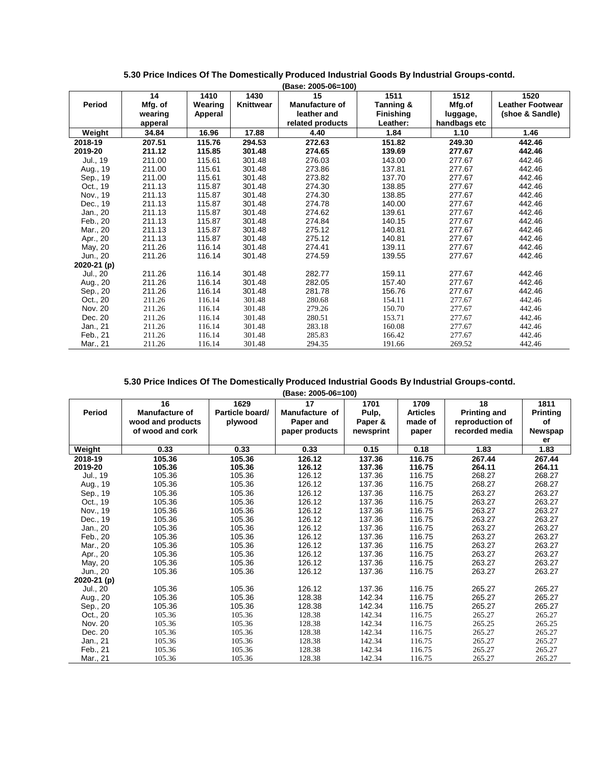## 5.30 Price Indices Of The Domestically Produced Industrial Goods By Industrial Groups-contd.

(Base: 2005-06=100)

| Period | 14 Mfg. of wearing apperal | 1410 Wearing Apperal | 1430 Knittwear | 15 Manufacture of leather and related products | 1511 Tanning & Finishing Leather: | 1512 Mfg.of luggage, handbags etc | 1520 Leather Footwear (shoe & Sandle) |
|---|---|---|---|---|---|---|---|
| **Weight** | **34.84** | **16.96** | **17.88** | **4.40** | **1.84** | **1.10** | **1.46** |
| **2018-19** | **207.51** | **115.76** | **294.53** | **272.63** | **151.82** | **249.30** | **442.46** |
| **2019-20** | **211.12** | **115.85** | **301.48** | **274.65** | **139.69** | **277.67** | **442.46** |
| Jul., 19 | 211.00 | 115.61 | 301.48 | 276.03 | 143.00 | 277.67 | 442.46 |
| Aug., 19 | 211.00 | 115.61 | 301.48 | 273.86 | 137.81 | 277.67 | 442.46 |
| Sep., 19 | 211.00 | 115.61 | 301.48 | 273.82 | 137.70 | 277.67 | 442.46 |
| Oct., 19 | 211.13 | 115.87 | 301.48 | 274.30 | 138.85 | 277.67 | 442.46 |
| Nov., 19 | 211.13 | 115.87 | 301.48 | 274.30 | 138.85 | 277.67 | 442.46 |
| Dec., 19 | 211.13 | 115.87 | 301.48 | 274.78 | 140.00 | 277.67 | 442.46 |
| Jan., 20 | 211.13 | 115.87 | 301.48 | 274.62 | 139.61 | 277.67 | 442.46 |
| Feb., 20 | 211.13 | 115.87 | 301.48 | 274.84 | 140.15 | 277.67 | 442.46 |
| Mar., 20 | 211.13 | 115.87 | 301.48 | 275.12 | 140.81 | 277.67 | 442.46 |
| Apr., 20 | 211.13 | 115.87 | 301.48 | 275.12 | 140.81 | 277.67 | 442.46 |
| May, 20 | 211.26 | 116.14 | 301.48 | 274.41 | 139.11 | 277.67 | 442.46 |
| Jun., 20 | 211.26 | 116.14 | 301.48 | 274.59 | 139.55 | 277.67 | 442.46 |
| **2020-21 (p)** | | | | | | | |
| Jul., 20 | 211.26 | 116.14 | 301.48 | 282.77 | 159.11 | 277.67 | 442.46 |
| Aug., 20 | 211.26 | 116.14 | 301.48 | 282.05 | 157.40 | 277.67 | 442.46 |
| Sep., 20 | 211.26 | 116.14 | 301.48 | 281.78 | 156.76 | 277.67 | 442.46 |
| Oct., 20 | 211.26 | 116.14 | 301.48 | 280.68 | 154.11 | 277.67 | 442.46 |
| Nov. 20 | 211.26 | 116.14 | 301.48 | 279.26 | 150.70 | 277.67 | 442.46 |
| Dec. 20 | 211.26 | 116.14 | 301.48 | 280.51 | 153.71 | 277.67 | 442.46 |
| Jan., 21 | 211.26 | 116.14 | 301.48 | 283.18 | 160.08 | 277.67 | 442.46 |
| Feb., 21 | 211.26 | 116.14 | 301.48 | 285.83 | 166.42 | 277.67 | 442.46 |
| Mar., 21 | 211.26 | 116.14 | 301.48 | 294.35 | 191.66 | 269.52 | 442.46 |

## 5.30 Price Indices Of The Domestically Produced Industrial Goods By Industrial Groups-contd.

(Base: 2005-06=100)

| Period | 16 Manufacture of wood and products of wood and cork | 1629 Particle board/ plywood | 17 Manufacture of Paper and paper products | 1701 Pulp, Paper & newsprint | 1709 Articles made of paper | 18 Printing and reproduction of recorded media | 1811 Printing of Newspaper |
|---|---|---|---|---|---|---|---|
| **Weight** | **0.33** | **0.33** | **0.33** | **0.15** | **0.18** | **1.83** | **1.83** |
| **2018-19** | **105.36** | **105.36** | **126.12** | **137.36** | **116.75** | **267.44** | **267.44** |
| **2019-20** | **105.36** | **105.36** | **126.12** | **137.36** | **116.75** | **264.11** | **264.11** |
| Jul., 19 | 105.36 | 105.36 | 126.12 | 137.36 | 116.75 | 268.27 | 268.27 |
| Aug., 19 | 105.36 | 105.36 | 126.12 | 137.36 | 116.75 | 268.27 | 268.27 |
| Sep., 19 | 105.36 | 105.36 | 126.12 | 137.36 | 116.75 | 263.27 | 263.27 |
| Oct., 19 | 105.36 | 105.36 | 126.12 | 137.36 | 116.75 | 263.27 | 263.27 |
| Nov., 19 | 105.36 | 105.36 | 126.12 | 137.36 | 116.75 | 263.27 | 263.27 |
| Dec., 19 | 105.36 | 105.36 | 126.12 | 137.36 | 116.75 | 263.27 | 263.27 |
| Jan., 20 | 105.36 | 105.36 | 126.12 | 137.36 | 116.75 | 263.27 | 263.27 |
| Feb., 20 | 105.36 | 105.36 | 126.12 | 137.36 | 116.75 | 263.27 | 263.27 |
| Mar., 20 | 105.36 | 105.36 | 126.12 | 137.36 | 116.75 | 263.27 | 263.27 |
| Apr., 20 | 105.36 | 105.36 | 126.12 | 137.36 | 116.75 | 263.27 | 263.27 |
| May, 20 | 105.36 | 105.36 | 126.12 | 137.36 | 116.75 | 263.27 | 263.27 |
| Jun., 20 | 105.36 | 105.36 | 126.12 | 137.36 | 116.75 | 263.27 | 263.27 |
| **2020-21 (p)** | | | | | | | |
| Jul., 20 | 105.36 | 105.36 | 126.12 | 137.36 | 116.75 | 265.27 | 265.27 |
| Aug., 20 | 105.36 | 105.36 | 128.38 | 142.34 | 116.75 | 265.27 | 265.27 |
| Sep., 20 | 105.36 | 105.36 | 128.38 | 142.34 | 116.75 | 265.27 | 265.27 |
| Oct., 20 | 105.36 | 105.36 | 128.38 | 142.34 | 116.75 | 265.27 | 265.27 |
| Nov. 20 | 105.36 | 105.36 | 128.38 | 142.34 | 116.75 | 265.25 | 265.25 |
| Dec. 20 | 105.36 | 105.36 | 128.38 | 142.34 | 116.75 | 265.27 | 265.27 |
| Jan., 21 | 105.36 | 105.36 | 128.38 | 142.34 | 116.75 | 265.27 | 265.27 |
| Feb., 21 | 105.36 | 105.36 | 128.38 | 142.34 | 116.75 | 265.27 | 265.27 |
| Mar., 21 | 105.36 | 105.36 | 128.38 | 142.34 | 116.75 | 265.27 | 265.27 |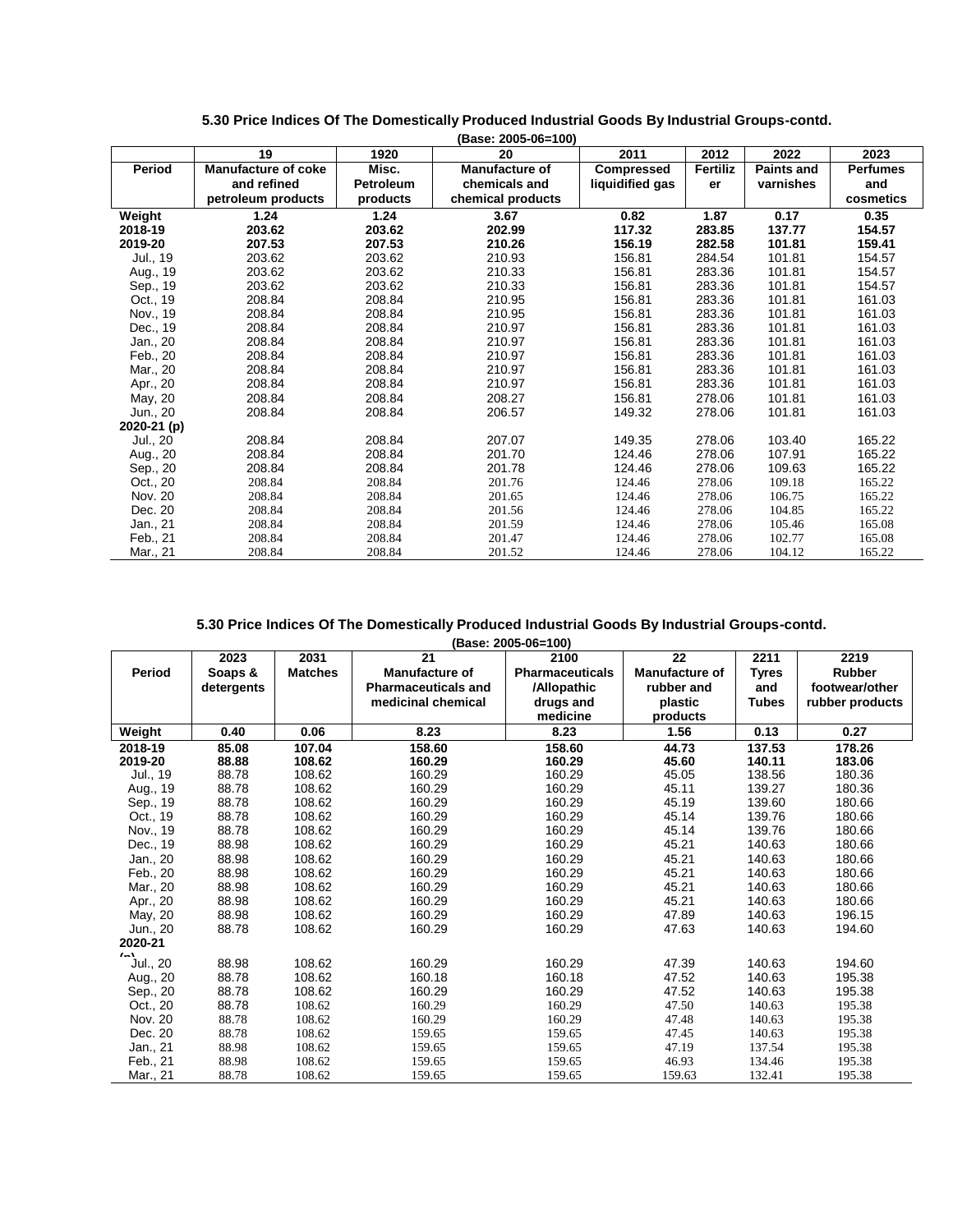## 5.30 Price Indices Of The Domestically Produced Industrial Goods By Industrial Groups-contd.

(Base: 2005-06=100)

| Period | 19<br>Manufacture of coke and refined petroleum products | 1920<br>Misc. Petroleum products | 20<br>Manufacture of chemicals and chemical products | 2011<br>Compressed liquidified gas | 2012<br>Fertilizer | 2022<br>Paints and varnishes | 2023<br>Perfumes and cosmetics |
|---|---|---|---|---|---|---|---|
| **Weight** | **1.24** | **1.24** | **3.67** | **0.82** | **1.87** | **0.17** | **0.35** |
| **2018-19** | **203.62** | **203.62** | **202.99** | **117.32** | **283.85** | **137.77** | **154.57** |
| **2019-20** | **207.53** | **207.53** | **210.26** | **156.19** | **282.58** | **101.81** | **159.41** |
| Jul., 19 | 203.62 | 203.62 | 210.93 | 156.81 | 284.54 | 101.81 | 154.57 |
| Aug., 19 | 203.62 | 203.62 | 210.33 | 156.81 | 283.36 | 101.81 | 154.57 |
| Sep., 19 | 203.62 | 203.62 | 210.33 | 156.81 | 283.36 | 101.81 | 154.57 |
| Oct., 19 | 208.84 | 208.84 | 210.95 | 156.81 | 283.36 | 101.81 | 161.03 |
| Nov., 19 | 208.84 | 208.84 | 210.95 | 156.81 | 283.36 | 101.81 | 161.03 |
| Dec., 19 | 208.84 | 208.84 | 210.97 | 156.81 | 283.36 | 101.81 | 161.03 |
| Jan., 20 | 208.84 | 208.84 | 210.97 | 156.81 | 283.36 | 101.81 | 161.03 |
| Feb., 20 | 208.84 | 208.84 | 210.97 | 156.81 | 283.36 | 101.81 | 161.03 |
| Mar., 20 | 208.84 | 208.84 | 210.97 | 156.81 | 283.36 | 101.81 | 161.03 |
| Apr., 20 | 208.84 | 208.84 | 210.97 | 156.81 | 283.36 | 101.81 | 161.03 |
| May, 20 | 208.84 | 208.84 | 208.27 | 156.81 | 278.06 | 101.81 | 161.03 |
| Jun., 20 | 208.84 | 208.84 | 206.57 | 149.32 | 278.06 | 101.81 | 161.03 |
| **2020-21 (p)** | | | | | | | |
| Jul., 20 | 208.84 | 208.84 | 207.07 | 149.35 | 278.06 | 103.40 | 165.22 |
| Aug., 20 | 208.84 | 208.84 | 201.70 | 124.46 | 278.06 | 107.91 | 165.22 |
| Sep., 20 | 208.84 | 208.84 | 201.78 | 124.46 | 278.06 | 109.63 | 165.22 |
| Oct., 20 | 208.84 | 208.84 | 201.76 | 124.46 | 278.06 | 109.18 | 165.22 |
| Nov. 20 | 208.84 | 208.84 | 201.65 | 124.46 | 278.06 | 106.75 | 165.22 |
| Dec. 20 | 208.84 | 208.84 | 201.56 | 124.46 | 278.06 | 104.85 | 165.22 |
| Jan., 21 | 208.84 | 208.84 | 201.59 | 124.46 | 278.06 | 105.46 | 165.08 |
| Feb., 21 | 208.84 | 208.84 | 201.47 | 124.46 | 278.06 | 102.77 | 165.08 |
| Mar., 21 | 208.84 | 208.84 | 201.52 | 124.46 | 278.06 | 104.12 | 165.22 |

## 5.30 Price Indices Of The Domestically Produced Industrial Goods By Industrial Groups-contd.

(Base: 2005-06=100)

| Period | 2023<br>Soaps & detergents | 2031<br>Matches | 21<br>Manufacture of Pharmaceuticals and medicinal chemical | 2100<br>Pharmaceuticals /Allopathic drugs and medicine | 22<br>Manufacture of rubber and plastic products | 2211<br>Tyres and Tubes | 2219<br>Rubber footwear/other rubber products |
|---|---|---|---|---|---|---|---|
| **Weight** | **0.40** | **0.06** | **8.23** | **8.23** | **1.56** | **0.13** | **0.27** |
| **2018-19** | **85.08** | **107.04** | **158.60** | **158.60** | **44.73** | **137.53** | **178.26** |
| **2019-20** | **88.88** | **108.62** | **160.29** | **160.29** | **45.60** | **140.11** | **183.06** |
| Jul., 19 | 88.78 | 108.62 | 160.29 | 160.29 | 45.05 | 138.56 | 180.36 |
| Aug., 19 | 88.78 | 108.62 | 160.29 | 160.29 | 45.11 | 139.27 | 180.36 |
| Sep., 19 | 88.78 | 108.62 | 160.29 | 160.29 | 45.19 | 139.60 | 180.66 |
| Oct., 19 | 88.78 | 108.62 | 160.29 | 160.29 | 45.14 | 139.76 | 180.66 |
| Nov., 19 | 88.78 | 108.62 | 160.29 | 160.29 | 45.14 | 139.76 | 180.66 |
| Dec., 19 | 88.98 | 108.62 | 160.29 | 160.29 | 45.21 | 140.63 | 180.66 |
| Jan., 20 | 88.98 | 108.62 | 160.29 | 160.29 | 45.21 | 140.63 | 180.66 |
| Feb., 20 | 88.98 | 108.62 | 160.29 | 160.29 | 45.21 | 140.63 | 180.66 |
| Mar., 20 | 88.98 | 108.62 | 160.29 | 160.29 | 45.21 | 140.63 | 180.66 |
| Apr., 20 | 88.98 | 108.62 | 160.29 | 160.29 | 45.21 | 140.63 | 180.66 |
| May, 20 | 88.98 | 108.62 | 160.29 | 160.29 | 47.89 | 140.63 | 196.15 |
| Jun., 20 | 88.78 | 108.62 | 160.29 | 160.29 | 47.63 | 140.63 | 194.60 |
| **2020-21 (p)** | | | | | | | |
| Jul., 20 | 88.98 | 108.62 | 160.29 | 160.29 | 47.39 | 140.63 | 194.60 |
| Aug., 20 | 88.78 | 108.62 | 160.18 | 160.18 | 47.52 | 140.63 | 195.38 |
| Sep., 20 | 88.78 | 108.62 | 160.29 | 160.29 | 47.52 | 140.63 | 195.38 |
| Oct., 20 | 88.78 | 108.62 | 160.29 | 160.29 | 47.50 | 140.63 | 195.38 |
| Nov. 20 | 88.78 | 108.62 | 160.29 | 160.29 | 47.48 | 140.63 | 195.38 |
| Dec. 20 | 88.78 | 108.62 | 159.65 | 159.65 | 47.45 | 140.63 | 195.38 |
| Jan., 21 | 88.98 | 108.62 | 159.65 | 159.65 | 47.19 | 137.54 | 195.38 |
| Feb., 21 | 88.98 | 108.62 | 159.65 | 159.65 | 46.93 | 134.46 | 195.38 |
| Mar., 21 | 88.78 | 108.62 | 159.65 | 159.65 | 159.63 | 132.41 | 195.38 |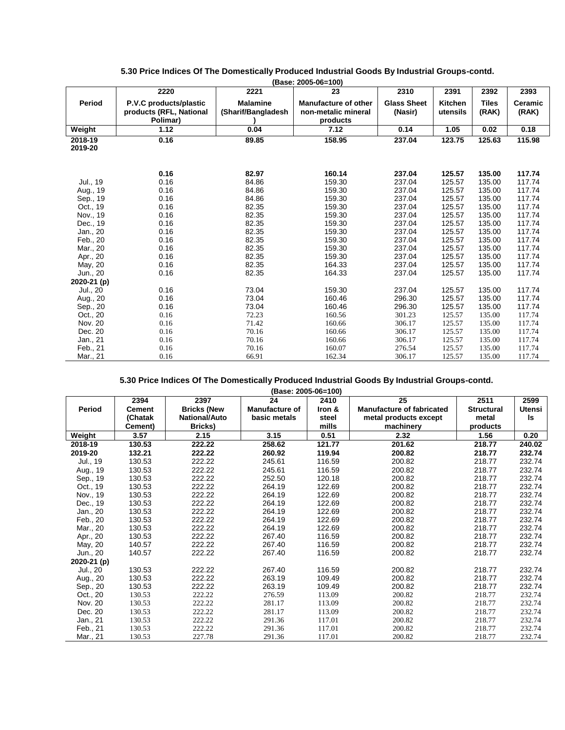## 5.30 Price Indices Of The Domestically Produced Industrial Goods By Industrial Groups-contd.

(Base: 2005-06=100)

| Period | 2220 P.V.C products/plastic products (RFL, National Polimar) | 2221 Malamine (Sharif/Bangladesh) | 23 Manufacture of other non-metalic mineral products | 2310 Glass Sheet (Nasir) | 2391 Kitchen utensils | 2392 Tiles (RAK) | 2393 Ceramic (RAK) |
|---|---|---|---|---|---|---|---|
| Weight | 1.12 | 0.04 | 7.12 | 0.14 | 1.05 | 0.02 | 0.18 |
| 2018-19 | 0.16 | 89.85 | 158.95 | 237.04 | 123.75 | 125.63 | 115.98 |
| 2019-20 | 0.16 | 82.97 | 160.14 | 237.04 | 125.57 | 135.00 | 117.74 |
| Jul., 19 | 0.16 | 84.86 | 159.30 | 237.04 | 125.57 | 135.00 | 117.74 |
| Aug., 19 | 0.16 | 84.86 | 159.30 | 237.04 | 125.57 | 135.00 | 117.74 |
| Sep., 19 | 0.16 | 84.86 | 159.30 | 237.04 | 125.57 | 135.00 | 117.74 |
| Oct., 19 | 0.16 | 82.35 | 159.30 | 237.04 | 125.57 | 135.00 | 117.74 |
| Nov., 19 | 0.16 | 82.35 | 159.30 | 237.04 | 125.57 | 135.00 | 117.74 |
| Dec., 19 | 0.16 | 82.35 | 159.30 | 237.04 | 125.57 | 135.00 | 117.74 |
| Jan., 20 | 0.16 | 82.35 | 159.30 | 237.04 | 125.57 | 135.00 | 117.74 |
| Feb., 20 | 0.16 | 82.35 | 159.30 | 237.04 | 125.57 | 135.00 | 117.74 |
| Mar., 20 | 0.16 | 82.35 | 159.30 | 237.04 | 125.57 | 135.00 | 117.74 |
| Apr., 20 | 0.16 | 82.35 | 159.30 | 237.04 | 125.57 | 135.00 | 117.74 |
| May, 20 | 0.16 | 82.35 | 164.33 | 237.04 | 125.57 | 135.00 | 117.74 |
| Jun., 20 | 0.16 | 82.35 | 164.33 | 237.04 | 125.57 | 135.00 | 117.74 |
| 2020-21 (p) | | | | | | | |
| Jul., 20 | 0.16 | 73.04 | 159.30 | 237.04 | 125.57 | 135.00 | 117.74 |
| Aug., 20 | 0.16 | 73.04 | 160.46 | 296.30 | 125.57 | 135.00 | 117.74 |
| Sep., 20 | 0.16 | 73.04 | 160.46 | 296.30 | 125.57 | 135.00 | 117.74 |
| Oct., 20 | 0.16 | 72.23 | 160.56 | 301.23 | 125.57 | 135.00 | 117.74 |
| Nov. 20 | 0.16 | 71.42 | 160.66 | 306.17 | 125.57 | 135.00 | 117.74 |
| Dec. 20 | 0.16 | 70.16 | 160.66 | 306.17 | 125.57 | 135.00 | 117.74 |
| Jan., 21 | 0.16 | 70.16 | 160.66 | 306.17 | 125.57 | 135.00 | 117.74 |
| Feb., 21 | 0.16 | 70.16 | 160.07 | 276.54 | 125.57 | 135.00 | 117.74 |
| Mar., 21 | 0.16 | 66.91 | 162.34 | 306.17 | 125.57 | 135.00 | 117.74 |

## 5.30 Price Indices Of The Domestically Produced Industrial Goods By Industrial Groups-contd.

(Base: 2005-06=100)

| Period | 2394 Cement (Chatak Cement) | 2397 Bricks (New National/Auto Bricks) | 24 Manufacture of basic metals | 2410 Iron & steel mills | 25 Manufacture of fabricated metal products except machinery | 2511 Structural metal products | 2599 Utensils |
|---|---|---|---|---|---|---|---|
| Weight | 3.57 | 2.15 | 3.15 | 0.51 | 2.32 | 1.56 | 0.20 |
| 2018-19 | 130.53 | 222.22 | 258.62 | 121.77 | 201.62 | 218.77 | 240.02 |
| 2019-20 | 132.21 | 222.22 | 260.92 | 119.94 | 200.82 | 218.77 | 232.74 |
| Jul., 19 | 130.53 | 222.22 | 245.61 | 116.59 | 200.82 | 218.77 | 232.74 |
| Aug., 19 | 130.53 | 222.22 | 245.61 | 116.59 | 200.82 | 218.77 | 232.74 |
| Sep., 19 | 130.53 | 222.22 | 252.50 | 120.18 | 200.82 | 218.77 | 232.74 |
| Oct., 19 | 130.53 | 222.22 | 264.19 | 122.69 | 200.82 | 218.77 | 232.74 |
| Nov., 19 | 130.53 | 222.22 | 264.19 | 122.69 | 200.82 | 218.77 | 232.74 |
| Dec., 19 | 130.53 | 222.22 | 264.19 | 122.69 | 200.82 | 218.77 | 232.74 |
| Jan., 20 | 130.53 | 222.22 | 264.19 | 122.69 | 200.82 | 218.77 | 232.74 |
| Feb., 20 | 130.53 | 222.22 | 264.19 | 122.69 | 200.82 | 218.77 | 232.74 |
| Mar., 20 | 130.53 | 222.22 | 264.19 | 122.69 | 200.82 | 218.77 | 232.74 |
| Apr., 20 | 130.53 | 222.22 | 267.40 | 116.59 | 200.82 | 218.77 | 232.74 |
| May, 20 | 140.57 | 222.22 | 267.40 | 116.59 | 200.82 | 218.77 | 232.74 |
| Jun., 20 | 140.57 | 222.22 | 267.40 | 116.59 | 200.82 | 218.77 | 232.74 |
| 2020-21 (p) | | | | | | | |
| Jul., 20 | 130.53 | 222.22 | 267.40 | 116.59 | 200.82 | 218.77 | 232.74 |
| Aug., 20 | 130.53 | 222.22 | 263.19 | 109.49 | 200.82 | 218.77 | 232.74 |
| Sep., 20 | 130.53 | 222.22 | 263.19 | 109.49 | 200.82 | 218.77 | 232.74 |
| Oct., 20 | 130.53 | 222.22 | 276.59 | 113.09 | 200.82 | 218.77 | 232.74 |
| Nov. 20 | 130.53 | 222.22 | 281.17 | 113.09 | 200.82 | 218.77 | 232.74 |
| Dec. 20 | 130.53 | 222.22 | 281.17 | 113.09 | 200.82 | 218.77 | 232.74 |
| Jan., 21 | 130.53 | 222.22 | 291.36 | 117.01 | 200.82 | 218.77 | 232.74 |
| Feb., 21 | 130.53 | 222.22 | 291.36 | 117.01 | 200.82 | 218.77 | 232.74 |
| Mar., 21 | 130.53 | 227.78 | 291.36 | 117.01 | 200.82 | 218.77 | 232.74 |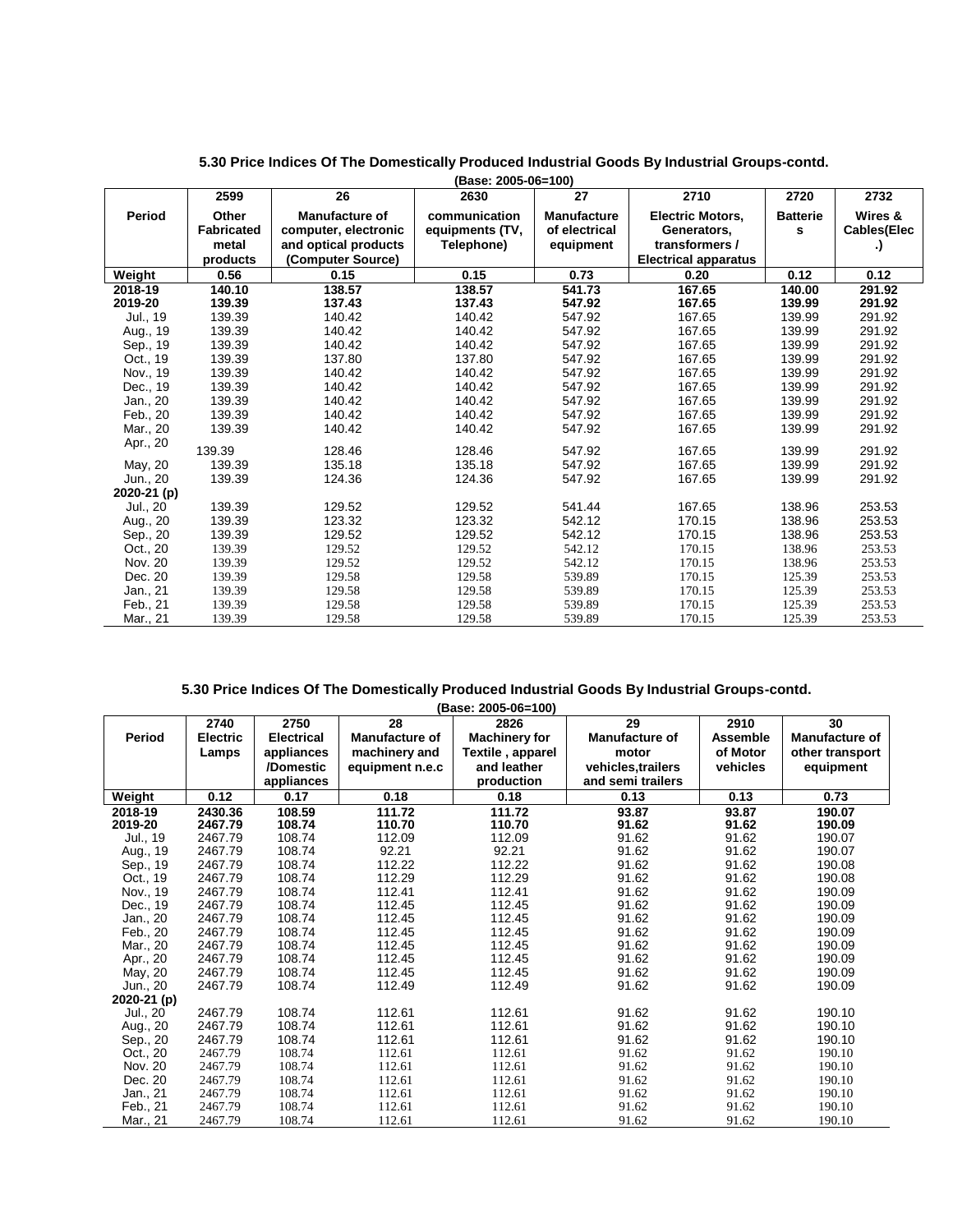## 5.30 Price Indices Of The Domestically Produced Industrial Goods By Industrial Groups-contd.

(Base: 2005-06=100)

| Period | 2599<br>Other Fabricated metal products | 26<br>Manufacture of computer, electronic and optical products (Computer Source) | 2630<br>communication equipments (TV, Telephone) | 27<br>Manufacture of electrical equipment | 2710<br>Electric Motors, Generators, transformers / Electrical apparatus | 2720<br>Batteries | 2732<br>Wires & Cables(Elec.) |
|---|---|---|---|---|---|---|---|
| **Weight** | **0.56** | **0.15** | **0.15** | **0.73** | **0.20** | **0.12** | **0.12** |
| **2018-19** | **140.10** | **138.57** | **138.57** | **541.73** | **167.65** | **140.00** | **291.92** |
| **2019-20** | **139.39** | **137.43** | **137.43** | **547.92** | **167.65** | **139.99** | **291.92** |
| Jul., 19 | 139.39 | 140.42 | 140.42 | 547.92 | 167.65 | 139.99 | 291.92 |
| Aug., 19 | 139.39 | 140.42 | 140.42 | 547.92 | 167.65 | 139.99 | 291.92 |
| Sep., 19 | 139.39 | 140.42 | 140.42 | 547.92 | 167.65 | 139.99 | 291.92 |
| Oct., 19 | 139.39 | 137.80 | 137.80 | 547.92 | 167.65 | 139.99 | 291.92 |
| Nov., 19 | 139.39 | 140.42 | 140.42 | 547.92 | 167.65 | 139.99 | 291.92 |
| Dec., 19 | 139.39 | 140.42 | 140.42 | 547.92 | 167.65 | 139.99 | 291.92 |
| Jan., 20 | 139.39 | 140.42 | 140.42 | 547.92 | 167.65 | 139.99 | 291.92 |
| Feb., 20 | 139.39 | 140.42 | 140.42 | 547.92 | 167.65 | 139.99 | 291.92 |
| Mar., 20 | 139.39 | 140.42 | 140.42 | 547.92 | 167.65 | 139.99 | 291.92 |
| Apr., 20 | 139.39 | 128.46 | 128.46 | 547.92 | 167.65 | 139.99 | 291.92 |
| May, 20 | 139.39 | 135.18 | 135.18 | 547.92 | 167.65 | 139.99 | 291.92 |
| Jun., 20 | 139.39 | 124.36 | 124.36 | 547.92 | 167.65 | 139.99 | 291.92 |
| **2020-21 (p)** | | | | | | | |
| Jul., 20 | 139.39 | 129.52 | 129.52 | 541.44 | 167.65 | 138.96 | 253.53 |
| Aug., 20 | 139.39 | 123.32 | 123.32 | 542.12 | 170.15 | 138.96 | 253.53 |
| Sep., 20 | 139.39 | 129.52 | 129.52 | 542.12 | 170.15 | 138.96 | 253.53 |
| Oct., 20 | 139.39 | 129.52 | 129.52 | 542.12 | 170.15 | 138.96 | 253.53 |
| Nov. 20 | 139.39 | 129.52 | 129.52 | 542.12 | 170.15 | 138.96 | 253.53 |
| Dec. 20 | 139.39 | 129.58 | 129.58 | 539.89 | 170.15 | 125.39 | 253.53 |
| Jan., 21 | 139.39 | 129.58 | 129.58 | 539.89 | 170.15 | 125.39 | 253.53 |
| Feb., 21 | 139.39 | 129.58 | 129.58 | 539.89 | 170.15 | 125.39 | 253.53 |
| Mar., 21 | 139.39 | 129.58 | 129.58 | 539.89 | 170.15 | 125.39 | 253.53 |

## 5.30 Price Indices Of The Domestically Produced Industrial Goods By Industrial Groups-contd.

(Base: 2005-06=100)

| Period | 2740<br>Electric Lamps | 2750<br>Electrical appliances /Domestic appliances | 28<br>Manufacture of machinery and equipment n.e.c | 2826<br>Machinery for Textile , apparel and leather production | 29<br>Manufacture of motor vehicles,trailers and semi trailers | 2910<br>Assemble of Motor vehicles | 30<br>Manufacture of other transport equipment |
|---|---|---|---|---|---|---|---|
| **Weight** | **0.12** | **0.17** | **0.18** | **0.18** | **0.13** | **0.13** | **0.73** |
| **2018-19** | **2430.36** | **108.59** | **111.72** | **111.72** | **93.87** | **93.87** | **190.07** |
| **2019-20** | **2467.79** | **108.74** | **110.70** | **110.70** | **91.62** | **91.62** | **190.09** |
| Jul., 19 | 2467.79 | 108.74 | 112.09 | 112.09 | 91.62 | 91.62 | 190.07 |
| Aug., 19 | 2467.79 | 108.74 | 92.21 | 92.21 | 91.62 | 91.62 | 190.07 |
| Sep., 19 | 2467.79 | 108.74 | 112.22 | 112.22 | 91.62 | 91.62 | 190.08 |
| Oct., 19 | 2467.79 | 108.74 | 112.29 | 112.29 | 91.62 | 91.62 | 190.08 |
| Nov., 19 | 2467.79 | 108.74 | 112.41 | 112.41 | 91.62 | 91.62 | 190.09 |
| Dec., 19 | 2467.79 | 108.74 | 112.45 | 112.45 | 91.62 | 91.62 | 190.09 |
| Jan., 20 | 2467.79 | 108.74 | 112.45 | 112.45 | 91.62 | 91.62 | 190.09 |
| Feb., 20 | 2467.79 | 108.74 | 112.45 | 112.45 | 91.62 | 91.62 | 190.09 |
| Mar., 20 | 2467.79 | 108.74 | 112.45 | 112.45 | 91.62 | 91.62 | 190.09 |
| Apr., 20 | 2467.79 | 108.74 | 112.45 | 112.45 | 91.62 | 91.62 | 190.09 |
| May, 20 | 2467.79 | 108.74 | 112.45 | 112.45 | 91.62 | 91.62 | 190.09 |
| Jun., 20 | 2467.79 | 108.74 | 112.49 | 112.49 | 91.62 | 91.62 | 190.09 |
| **2020-21 (p)** | | | | | | | |
| Jul., 20 | 2467.79 | 108.74 | 112.61 | 112.61 | 91.62 | 91.62 | 190.10 |
| Aug., 20 | 2467.79 | 108.74 | 112.61 | 112.61 | 91.62 | 91.62 | 190.10 |
| Sep., 20 | 2467.79 | 108.74 | 112.61 | 112.61 | 91.62 | 91.62 | 190.10 |
| Oct., 20 | 2467.79 | 108.74 | 112.61 | 112.61 | 91.62 | 91.62 | 190.10 |
| Nov. 20 | 2467.79 | 108.74 | 112.61 | 112.61 | 91.62 | 91.62 | 190.10 |
| Dec. 20 | 2467.79 | 108.74 | 112.61 | 112.61 | 91.62 | 91.62 | 190.10 |
| Jan., 21 | 2467.79 | 108.74 | 112.61 | 112.61 | 91.62 | 91.62 | 190.10 |
| Feb., 21 | 2467.79 | 108.74 | 112.61 | 112.61 | 91.62 | 91.62 | 190.10 |
| Mar., 21 | 2467.79 | 108.74 | 112.61 | 112.61 | 91.62 | 91.62 | 190.10 |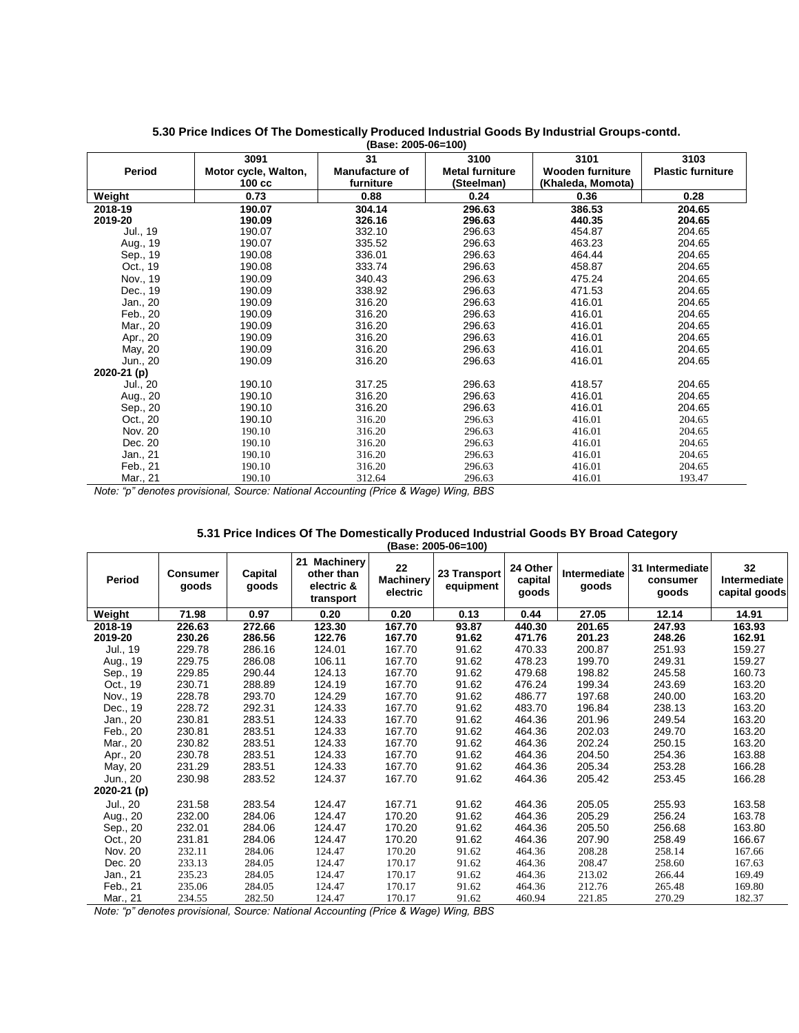## 5.30 Price Indices Of The Domestically Produced Industrial Goods By Industrial Groups-contd.

(Base: 2005-06=100)

| Period | 3091 Motor cycle, Walton, 100 cc | 31 Manufacture of furniture | 3100 Metal furniture (Steelman) | 3101 Wooden furniture (Khaleda, Momota) | 3103 Plastic furniture |
|---|---|---|---|---|---|
| **Weight** | **0.73** | **0.88** | **0.24** | **0.36** | **0.28** |
| **2018-19** | **190.07** | **304.14** | **296.63** | **386.53** | **204.65** |
| **2019-20** | **190.09** | **326.16** | **296.63** | **440.35** | **204.65** |
| Jul., 19 | 190.07 | 332.10 | 296.63 | 454.87 | 204.65 |
| Aug., 19 | 190.07 | 335.52 | 296.63 | 463.23 | 204.65 |
| Sep., 19 | 190.08 | 336.01 | 296.63 | 464.44 | 204.65 |
| Oct., 19 | 190.08 | 333.74 | 296.63 | 458.87 | 204.65 |
| Nov., 19 | 190.09 | 340.43 | 296.63 | 475.24 | 204.65 |
| Dec., 19 | 190.09 | 338.92 | 296.63 | 471.53 | 204.65 |
| Jan., 20 | 190.09 | 316.20 | 296.63 | 416.01 | 204.65 |
| Feb., 20 | 190.09 | 316.20 | 296.63 | 416.01 | 204.65 |
| Mar., 20 | 190.09 | 316.20 | 296.63 | 416.01 | 204.65 |
| Apr., 20 | 190.09 | 316.20 | 296.63 | 416.01 | 204.65 |
| May, 20 | 190.09 | 316.20 | 296.63 | 416.01 | 204.65 |
| Jun., 20 | 190.09 | 316.20 | 296.63 | 416.01 | 204.65 |
| **2020-21 (p)** | | | | | |
| Jul., 20 | 190.10 | 317.25 | 296.63 | 418.57 | 204.65 |
| Aug., 20 | 190.10 | 316.20 | 296.63 | 416.01 | 204.65 |
| Sep., 20 | 190.10 | 316.20 | 296.63 | 416.01 | 204.65 |
| Oct., 20 | 190.10 | 316.20 | 296.63 | 416.01 | 204.65 |
| Nov. 20 | 190.10 | 316.20 | 296.63 | 416.01 | 204.65 |
| Dec. 20 | 190.10 | 316.20 | 296.63 | 416.01 | 204.65 |
| Jan., 21 | 190.10 | 316.20 | 296.63 | 416.01 | 204.65 |
| Feb., 21 | 190.10 | 316.20 | 296.63 | 416.01 | 204.65 |
| Mar., 21 | 190.10 | 312.64 | 296.63 | 416.01 | 193.47 |

*Note: "p" denotes provisional, Source: National Accounting (Price & Wage) Wing, BBS*

## 5.31 Price Indices Of The Domestically Produced Industrial Goods BY Broad Category

(Base: 2005-06=100)

| Period | Consumer goods | Capital goods | 21 Machinery other than electric & transport | 22 Machinery electric | 23 Transport equipment | 24 Other capital goods | Intermediate goods | 31 Intermediate consumer goods | 32 Intermediate capital goods |
|---|---|---|---|---|---|---|---|---|---|
| **Weight** | **71.98** | **0.97** | **0.20** | **0.20** | **0.13** | **0.44** | **27.05** | **12.14** | **14.91** |
| **2018-19** | **226.63** | **272.66** | **123.30** | **167.70** | **93.87** | **440.30** | **201.65** | **247.93** | **163.93** |
| **2019-20** | **230.26** | **286.56** | **122.76** | **167.70** | **91.62** | **471.76** | **201.23** | **248.26** | **162.91** |
| Jul., 19 | 229.78 | 286.16 | 124.01 | 167.70 | 91.62 | 470.33 | 200.87 | 251.93 | 159.27 |
| Aug., 19 | 229.75 | 286.08 | 106.11 | 167.70 | 91.62 | 478.23 | 199.70 | 249.31 | 159.27 |
| Sep., 19 | 229.85 | 290.44 | 124.13 | 167.70 | 91.62 | 479.68 | 198.82 | 245.58 | 160.73 |
| Oct., 19 | 230.71 | 288.89 | 124.19 | 167.70 | 91.62 | 476.24 | 199.34 | 243.69 | 163.20 |
| Nov., 19 | 228.78 | 293.70 | 124.29 | 167.70 | 91.62 | 486.77 | 197.68 | 240.00 | 163.20 |
| Dec., 19 | 228.72 | 292.31 | 124.33 | 167.70 | 91.62 | 483.70 | 196.84 | 238.13 | 163.20 |
| Jan., 20 | 230.81 | 283.51 | 124.33 | 167.70 | 91.62 | 464.36 | 201.96 | 249.54 | 163.20 |
| Feb., 20 | 230.81 | 283.51 | 124.33 | 167.70 | 91.62 | 464.36 | 202.03 | 249.70 | 163.20 |
| Mar., 20 | 230.82 | 283.51 | 124.33 | 167.70 | 91.62 | 464.36 | 202.24 | 250.15 | 163.20 |
| Apr., 20 | 230.78 | 283.51 | 124.33 | 167.70 | 91.62 | 464.36 | 204.50 | 254.36 | 163.88 |
| May, 20 | 231.29 | 283.51 | 124.33 | 167.70 | 91.62 | 464.36 | 205.34 | 253.28 | 166.28 |
| Jun., 20 | 230.98 | 283.52 | 124.37 | 167.70 | 91.62 | 464.36 | 205.42 | 253.45 | 166.28 |
| **2020-21 (p)** | | | | | | | | | |
| Jul., 20 | 231.58 | 283.54 | 124.47 | 167.71 | 91.62 | 464.36 | 205.05 | 255.93 | 163.58 |
| Aug., 20 | 232.00 | 284.06 | 124.47 | 170.20 | 91.62 | 464.36 | 205.29 | 256.24 | 163.78 |
| Sep., 20 | 232.01 | 284.06 | 124.47 | 170.20 | 91.62 | 464.36 | 205.50 | 256.68 | 163.80 |
| Oct., 20 | 231.81 | 284.06 | 124.47 | 170.20 | 91.62 | 464.36 | 207.90 | 258.49 | 166.67 |
| Nov. 20 | 232.11 | 284.06 | 124.47 | 170.20 | 91.62 | 464.36 | 208.28 | 258.14 | 167.66 |
| Dec. 20 | 233.13 | 284.05 | 124.47 | 170.17 | 91.62 | 464.36 | 208.47 | 258.60 | 167.63 |
| Jan., 21 | 235.23 | 284.05 | 124.47 | 170.17 | 91.62 | 464.36 | 213.02 | 266.44 | 169.49 |
| Feb., 21 | 235.06 | 284.05 | 124.47 | 170.17 | 91.62 | 464.36 | 212.76 | 265.48 | 169.80 |
| Mar., 21 | 234.55 | 282.50 | 124.47 | 170.17 | 91.62 | 460.94 | 221.85 | 270.29 | 182.37 |

*Note: "p" denotes provisional, Source: National Accounting (Price & Wage) Wing, BBS*